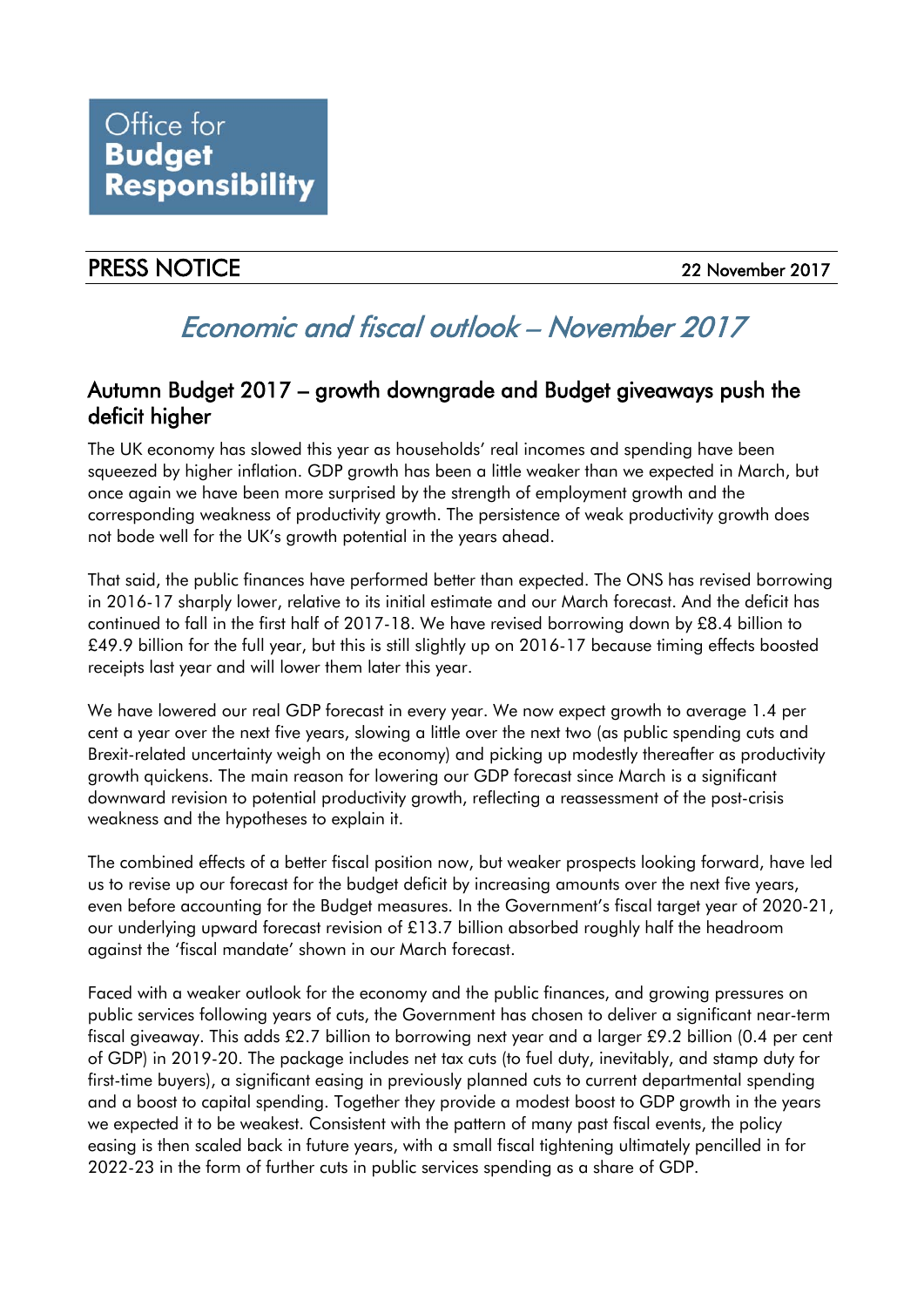Office for **Budget Responsibility**

## PRESS NOTICE

22 November 2017

# *Economic and fiscal outlook – November 2017*

## Autumn Budget 2017 – growth downgrade and Budget giveaways push the deficit higher

The UK economy has slowed this year as households' real incomes and spending have been squeezed by higher inflation. GDP growth has been a little weaker than we expected in March, but once again we have been more surprised by the strength of employment growth and the corresponding weakness of productivity growth. The persistence of weak productivity growth does not bode well for the UK's growth potential in the years ahead.

That said, the public finances have performed better than expected. The ONS has revised borrowing in 2016-17 sharply lower, relative to its initial estimate and our March forecast. And the deficit has continued to fall in the first half of 2017-18. We have revised borrowing down by £8.4 billion to £49.9 billion for the full year, but this is still slightly up on 2016-17 because timing effects boosted receipts last year and will lower them later this year.

We have lowered our real GDP forecast in every year. We now expect growth to average 1.4 per cent a year over the next five years, slowing a little over the next two (as public spending cuts and Brexit-related uncertainty weigh on the economy) and picking up modestly thereafter as productivity growth quickens. The main reason for lowering our GDP forecast since March is a significant downward revision to potential productivity growth, reflecting a reassessment of the post-crisis weakness and the hypotheses to explain it.

The combined effects of a better fiscal position now, but weaker prospects looking forward, have led us to revise up our forecast for the budget deficit by increasing amounts over the next five years, even before accounting for the Budget measures. In the Government's fiscal target year of 2020-21, our underlying upward forecast revision of £13.7 billion absorbed roughly half the headroom against the 'fiscal mandate' shown in our March forecast.

Faced with a weaker outlook for the economy and the public finances, and growing pressures on public services following years of cuts, the Government has chosen to deliver a significant near-term fiscal giveaway. This adds £2.7 billion to borrowing next year and a larger £9.2 billion (0.4 per cent of GDP) in 2019-20. The package includes net tax cuts (to fuel duty, inevitably, and stamp duty for first-time buyers), a significant easing in previously planned cuts to current departmental spending and a boost to capital spending. Together they provide a modest boost to GDP growth in the years we expected it to be weakest. Consistent with the pattern of many past fiscal events, the policy easing is then scaled back in future years, with a small fiscal tightening ultimately pencilled in for 2022-23 in the form of further cuts in public services spending as a share of GDP.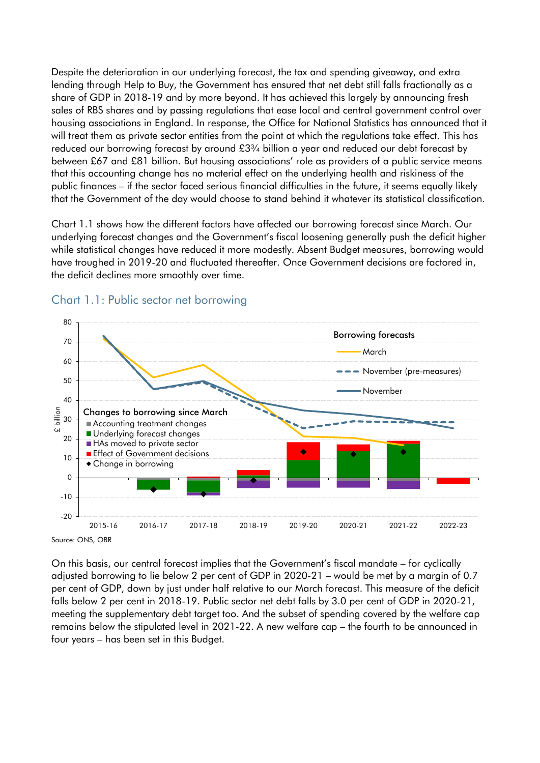Despite the deterioration in our underlying forecast, the tax and spending giveaway, and extra lending through Help to Buy, the Government has ensured that net debt still falls fractionally as a share of GDP in 2018-19 and by more beyond. It has achieved this largely by announcing fresh sales of RBS shares and by passing regulations that ease local and central government control over housing associations in England. In response, the Office for National Statistics has announced that it will treat them as private sector entities from the point at which the regulations take effect. This has reduced our borrowing forecast by around £3¾ billion a year and reduced our debt forecast by between £67 and £81 billion. But housing associations' role as providers of a public service means that this accounting change has no material effect on the underlying health and riskiness of the public finances – if the sector faced serious financial difficulties in the future, it seems equally likely that the Government of the day would choose to stand behind it whatever its statistical classification.

Chart 1.1 shows how the different factors have affected our borrowing forecast since March. Our underlying forecast changes and the Government's fiscal loosening generally push the deficit higher while statistical changes have reduced it more modestly. Absent Budget measures, borrowing would have troughed in 2019-20 and fluctuated thereafter. Once Government decisions are factored in, the deficit declines more smoothly over time.

## Chart 1.1: Public sector net borrowing

Source: ONS, OBR

On this basis, our central forecast implies that the Government's fiscal mandate – for cyclically adjusted borrowing to lie below 2 per cent of GDP in 2020-21 – would be met by a margin of 0.7 per cent of GDP, down by just under half relative to our March forecast. This measure of the deficit falls below 2 per cent in 2018-19. Public sector net debt falls by 3.0 per cent of GDP in 2020-21, meeting the supplementary debt target too. And the subset of spending covered by the welfare cap remains below the stipulated level in 2021-22. A new welfare cap – the fourth to be announced in four years – has been set in this Budget.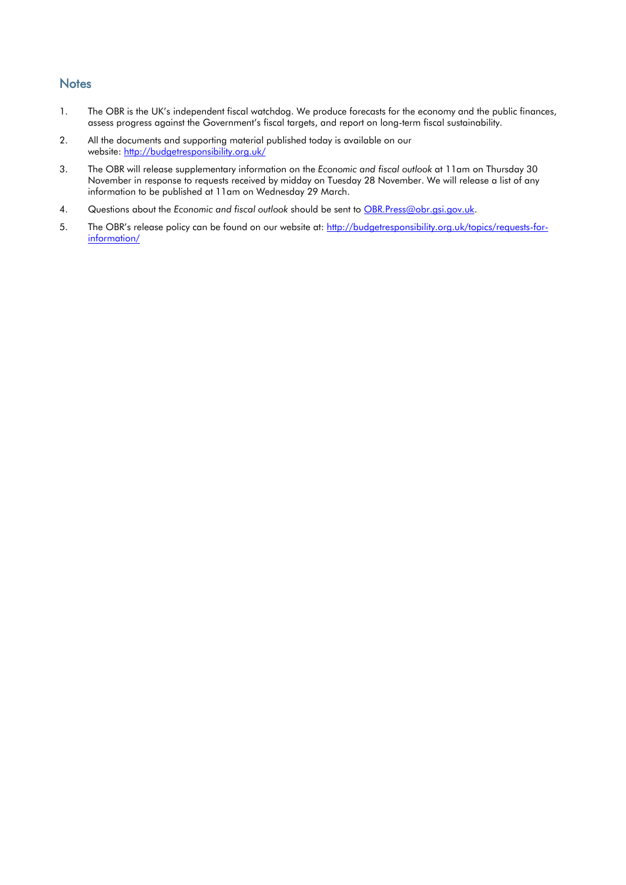## Notes

1. The OBR is the UK's independent fiscal watchdog. We produce forecasts for the economy and the public finances, assess progress against the Government's fiscal targets, and report on long-term fiscal sustainability.
2. All the documents and supporting material published today is available on our website: http://budgetresponsibility.org.uk/
3. The OBR will release supplementary information on the *Economic and fiscal outlook* at 11am on Thursday 30 November in response to requests received by midday on Tuesday 28 November. We will release a list of any information to be published at 11am on Wednesday 29 March.
4. Questions about the *Economic and fiscal outlook* should be sent to OBR.Press@obr.gsi.gov.uk.
5. The OBR's release policy can be found on our website at: http://budgetresponsibility.org.uk/topics/requests-for-information/